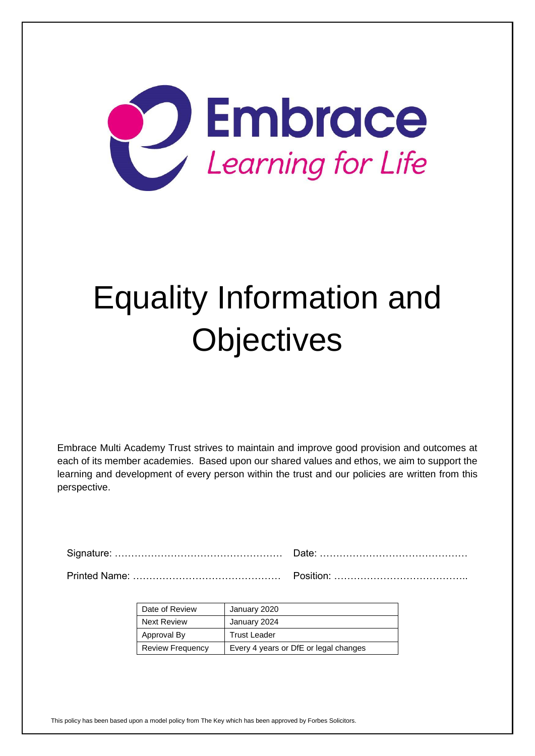Embrace

*Learning for Life*

# Equality Information and Objectives

Embrace Multi Academy Trust strives to maintain and improve good provision and outcomes at each of its member academies. Based upon our shared values and ethos, we aim to support the learning and development of every person within the trust and our policies are written from this perspective.

Signature: …………………………………………… Date: ………………………………………

Printed Name: ……………………………………… Position: …………………………………..

| Date of Review | January 2020 |
|---|---|
| Next Review | January 2024 |
| Approval By | Trust Leader |
| Review Frequency | Every 4 years or DfE or legal changes |

This policy has been based upon a model policy from The Key which has been approved by Forbes Solicitors.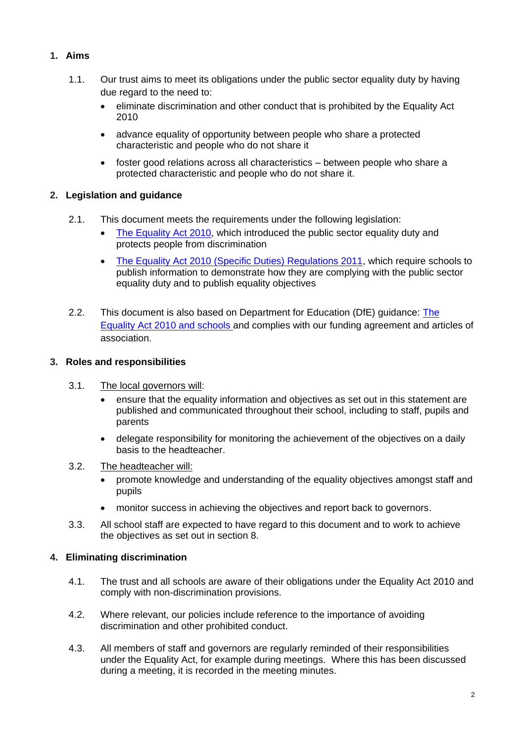## 1. Aims

1.1. Our trust aims to meet its obligations under the public sector equality duty by having due regard to the need to:

- eliminate discrimination and other conduct that is prohibited by the Equality Act 2010
- advance equality of opportunity between people who share a protected characteristic and people who do not share it
- foster good relations across all characteristics – between people who share a protected characteristic and people who do not share it.

## 2. Legislation and guidance

2.1. This document meets the requirements under the following legislation:

- The Equality Act 2010, which introduced the public sector equality duty and protects people from discrimination
- The Equality Act 2010 (Specific Duties) Regulations 2011, which require schools to publish information to demonstrate how they are complying with the public sector equality duty and to publish equality objectives

2.2. This document is also based on Department for Education (DfE) guidance: The Equality Act 2010 and schools and complies with our funding agreement and articles of association.

## 3. Roles and responsibilities

3.1. The local governors will:

- ensure that the equality information and objectives as set out in this statement are published and communicated throughout their school, including to staff, pupils and parents
- delegate responsibility for monitoring the achievement of the objectives on a daily basis to the headteacher.

3.2. The headteacher will:

- promote knowledge and understanding of the equality objectives amongst staff and pupils
- monitor success in achieving the objectives and report back to governors.

3.3. All school staff are expected to have regard to this document and to work to achieve the objectives as set out in section 8.

## 4. Eliminating discrimination

4.1. The trust and all schools are aware of their obligations under the Equality Act 2010 and comply with non-discrimination provisions.

4.2. Where relevant, our policies include reference to the importance of avoiding discrimination and other prohibited conduct.

4.3. All members of staff and governors are regularly reminded of their responsibilities under the Equality Act, for example during meetings. Where this has been discussed during a meeting, it is recorded in the meeting minutes.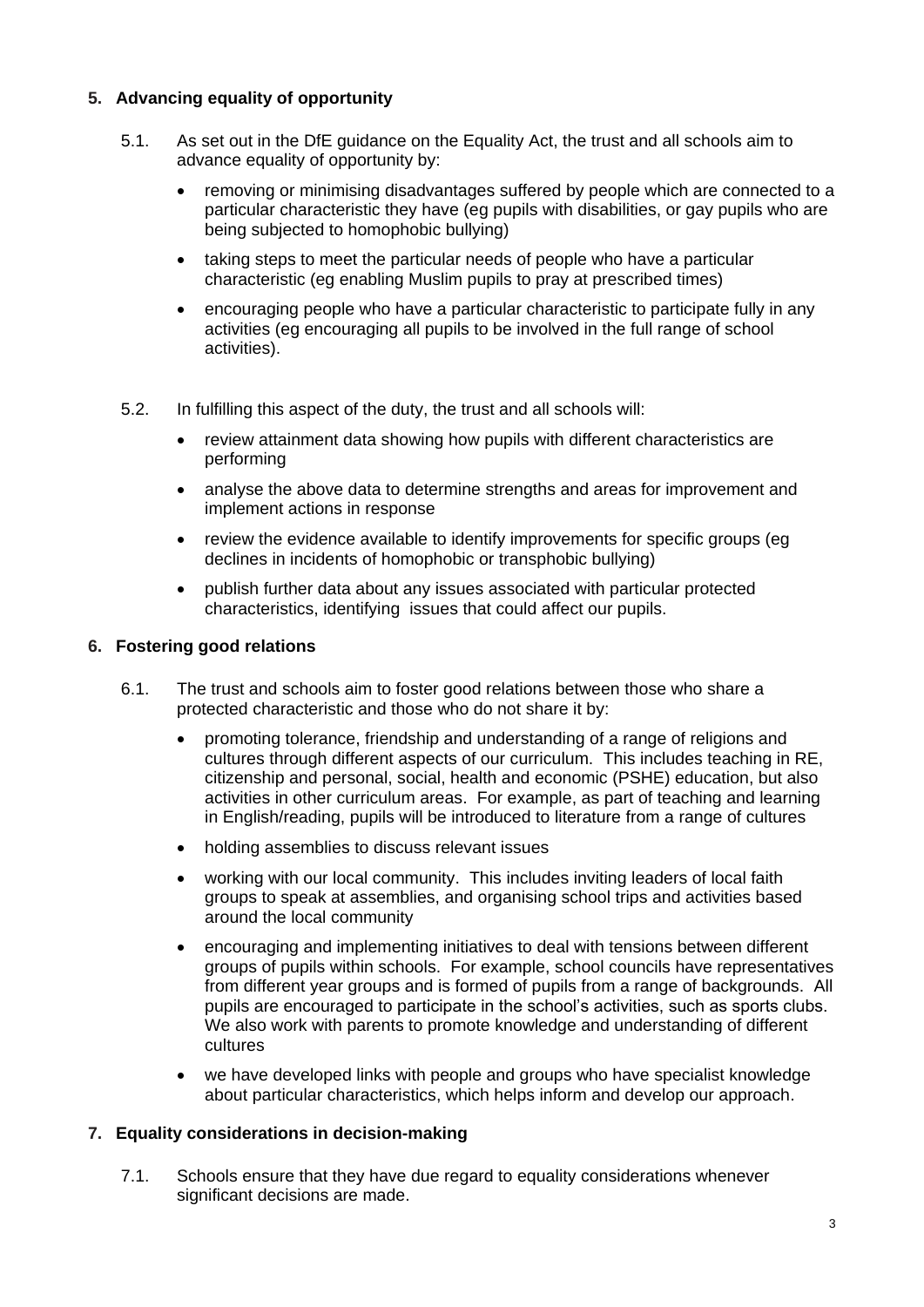## 5. Advancing equality of opportunity

5.1. As set out in the DfE guidance on the Equality Act, the trust and all schools aim to advance equality of opportunity by:

- removing or minimising disadvantages suffered by people which are connected to a particular characteristic they have (eg pupils with disabilities, or gay pupils who are being subjected to homophobic bullying)
- taking steps to meet the particular needs of people who have a particular characteristic (eg enabling Muslim pupils to pray at prescribed times)
- encouraging people who have a particular characteristic to participate fully in any activities (eg encouraging all pupils to be involved in the full range of school activities).

5.2. In fulfilling this aspect of the duty, the trust and all schools will:

- review attainment data showing how pupils with different characteristics are performing
- analyse the above data to determine strengths and areas for improvement and implement actions in response
- review the evidence available to identify improvements for specific groups (eg declines in incidents of homophobic or transphobic bullying)
- publish further data about any issues associated with particular protected characteristics, identifying issues that could affect our pupils.

## 6. Fostering good relations

6.1. The trust and schools aim to foster good relations between those who share a protected characteristic and those who do not share it by:

- promoting tolerance, friendship and understanding of a range of religions and cultures through different aspects of our curriculum. This includes teaching in RE, citizenship and personal, social, health and economic (PSHE) education, but also activities in other curriculum areas. For example, as part of teaching and learning in English/reading, pupils will be introduced to literature from a range of cultures
- holding assemblies to discuss relevant issues
- working with our local community. This includes inviting leaders of local faith groups to speak at assemblies, and organising school trips and activities based around the local community
- encouraging and implementing initiatives to deal with tensions between different groups of pupils within schools. For example, school councils have representatives from different year groups and is formed of pupils from a range of backgrounds. All pupils are encouraged to participate in the school's activities, such as sports clubs. We also work with parents to promote knowledge and understanding of different cultures
- we have developed links with people and groups who have specialist knowledge about particular characteristics, which helps inform and develop our approach.

## 7. Equality considerations in decision-making

7.1. Schools ensure that they have due regard to equality considerations whenever significant decisions are made.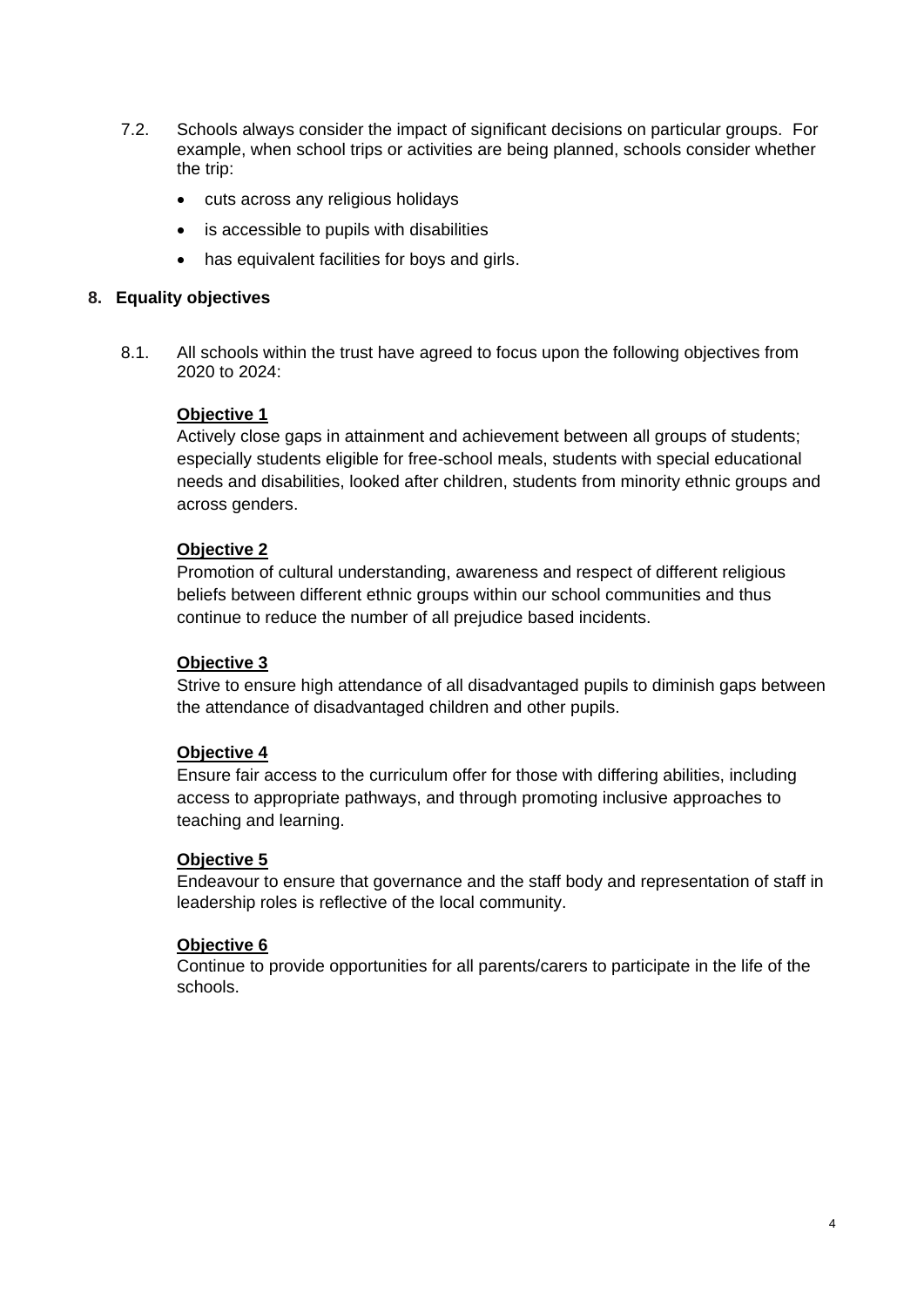7.2. Schools always consider the impact of significant decisions on particular groups. For example, when school trips or activities are being planned, schools consider whether the trip:

- cuts across any religious holidays
- is accessible to pupils with disabilities
- has equivalent facilities for boys and girls.

## 8. Equality objectives

8.1. All schools within the trust have agreed to focus upon the following objectives from 2020 to 2024:

**Objective 1**
Actively close gaps in attainment and achievement between all groups of students; especially students eligible for free-school meals, students with special educational needs and disabilities, looked after children, students from minority ethnic groups and across genders.

**Objective 2**
Promotion of cultural understanding, awareness and respect of different religious beliefs between different ethnic groups within our school communities and thus continue to reduce the number of all prejudice based incidents.

**Objective 3**
Strive to ensure high attendance of all disadvantaged pupils to diminish gaps between the attendance of disadvantaged children and other pupils.

**Objective 4**
Ensure fair access to the curriculum offer for those with differing abilities, including access to appropriate pathways, and through promoting inclusive approaches to teaching and learning.

**Objective 5**
Endeavour to ensure that governance and the staff body and representation of staff in leadership roles is reflective of the local community.

**Objective 6**
Continue to provide opportunities for all parents/carers to participate in the life of the schools.